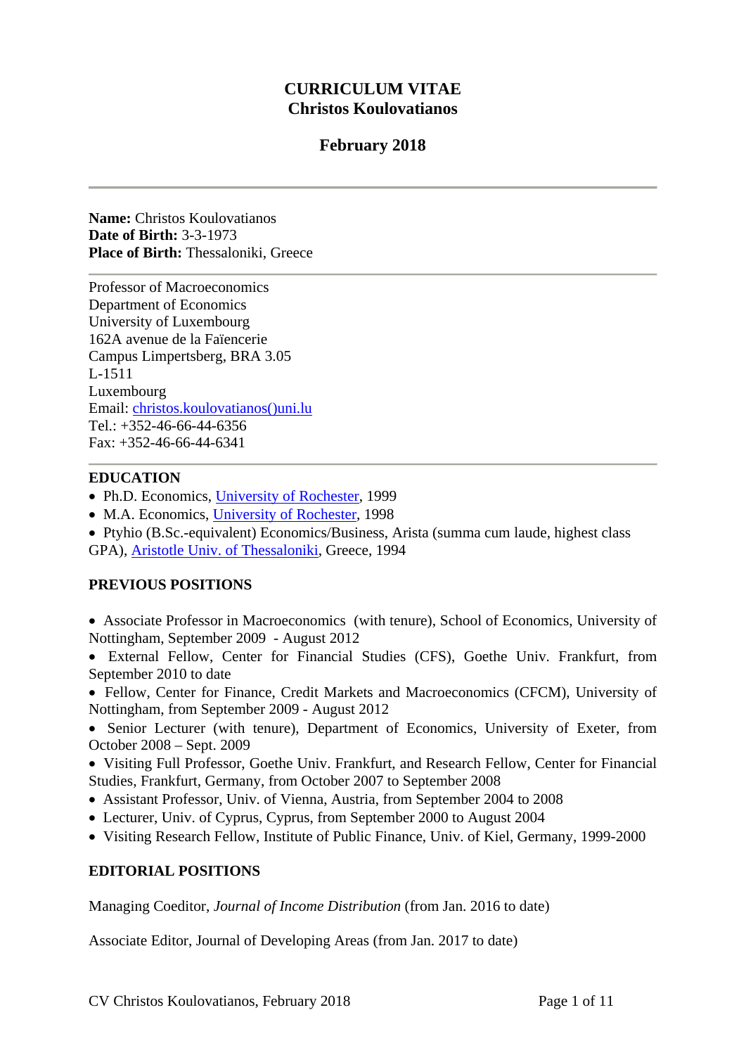# CURRICULUM VITAE
## Christos Koulovatianos

**February 2018**

---

**Name:** Christos Koulovatianos
**Date of Birth:** 3-3-1973
**Place of Birth:** Thessaloniki, Greece

---

Professor of Macroeconomics
Department of Economics
University of Luxembourg
162A avenue de la Faïencerie
Campus Limpertsberg, BRA 3.05
L-1511
Luxembourg
Email: christos.koulovatianos()uni.lu
Tel.: +352-46-66-44-6356
Fax: +352-46-66-44-6341

---

## EDUCATION

- Ph.D. Economics, University of Rochester, 1999
- M.A. Economics, University of Rochester, 1998
- Ptyhio (B.Sc.-equivalent) Economics/Business, Arista (summa cum laude, highest class GPA), Aristotle Univ. of Thessaloniki, Greece, 1994

## PREVIOUS POSITIONS

- Associate Professor in Macroeconomics (with tenure), School of Economics, University of Nottingham, September 2009 - August 2012
- External Fellow, Center for Financial Studies (CFS), Goethe Univ. Frankfurt, from September 2010 to date
- Fellow, Center for Finance, Credit Markets and Macroeconomics (CFCM), University of Nottingham, from September 2009 - August 2012
- Senior Lecturer (with tenure), Department of Economics, University of Exeter, from October 2008 – Sept. 2009
- Visiting Full Professor, Goethe Univ. Frankfurt, and Research Fellow, Center for Financial Studies, Frankfurt, Germany, from October 2007 to September 2008
- Assistant Professor, Univ. of Vienna, Austria, from September 2004 to 2008
- Lecturer, Univ. of Cyprus, Cyprus, from September 2000 to August 2004
- Visiting Research Fellow, Institute of Public Finance, Univ. of Kiel, Germany, 1999-2000

## EDITORIAL POSITIONS

Managing Coeditor, *Journal of Income Distribution* (from Jan. 2016 to date)

Associate Editor, Journal of Developing Areas (from Jan. 2017 to date)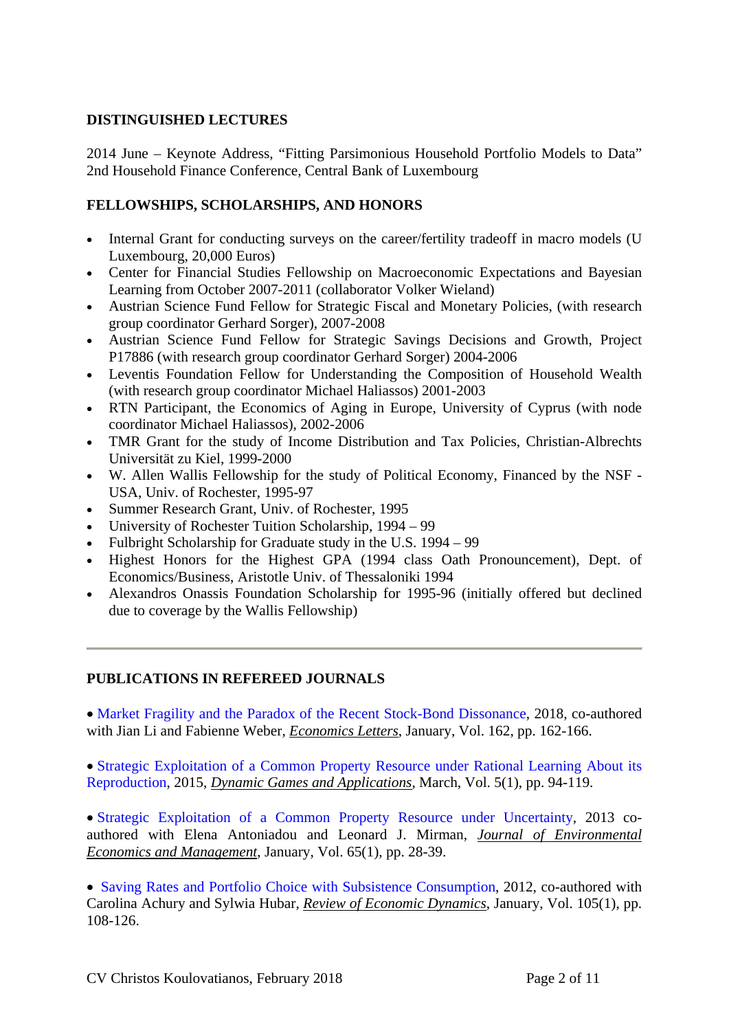## DISTINGUISHED LECTURES

2014 June – Keynote Address, "Fitting Parsimonious Household Portfolio Models to Data" 2nd Household Finance Conference, Central Bank of Luxembourg

## FELLOWSHIPS, SCHOLARSHIPS, AND HONORS

- Internal Grant for conducting surveys on the career/fertility tradeoff in macro models (U Luxembourg, 20,000 Euros)
- Center for Financial Studies Fellowship on Macroeconomic Expectations and Bayesian Learning from October 2007-2011 (collaborator Volker Wieland)
- Austrian Science Fund Fellow for Strategic Fiscal and Monetary Policies, (with research group coordinator Gerhard Sorger), 2007-2008
- Austrian Science Fund Fellow for Strategic Savings Decisions and Growth, Project P17886 (with research group coordinator Gerhard Sorger) 2004-2006
- Leventis Foundation Fellow for Understanding the Composition of Household Wealth (with research group coordinator Michael Haliassos) 2001-2003
- RTN Participant, the Economics of Aging in Europe, University of Cyprus (with node coordinator Michael Haliassos), 2002-2006
- TMR Grant for the study of Income Distribution and Tax Policies, Christian-Albrechts Universität zu Kiel, 1999-2000
- W. Allen Wallis Fellowship for the study of Political Economy, Financed by the NSF - USA, Univ. of Rochester, 1995-97
- Summer Research Grant, Univ. of Rochester, 1995
- University of Rochester Tuition Scholarship, 1994 – 99
- Fulbright Scholarship for Graduate study in the U.S. 1994 – 99
- Highest Honors for the Highest GPA (1994 class Oath Pronouncement), Dept. of Economics/Business, Aristotle Univ. of Thessaloniki 1994
- Alexandros Onassis Foundation Scholarship for 1995-96 (initially offered but declined due to coverage by the Wallis Fellowship)

---

## PUBLICATIONS IN REFEREED JOURNALS

• Market Fragility and the Paradox of the Recent Stock-Bond Dissonance, 2018, co-authored with Jian Li and Fabienne Weber, *Economics Letters*, January, Vol. 162, pp. 162-166.

• Strategic Exploitation of a Common Property Resource under Rational Learning About its Reproduction, 2015, *Dynamic Games and Applications*, March, Vol. 5(1), pp. 94-119.

• Strategic Exploitation of a Common Property Resource under Uncertainty, 2013 co-authored with Elena Antoniadou and Leonard J. Mirman, *Journal of Environmental Economics and Management*, January, Vol. 65(1), pp. 28-39.

• Saving Rates and Portfolio Choice with Subsistence Consumption, 2012, co-authored with Carolina Achury and Sylwia Hubar, *Review of Economic Dynamics*, January, Vol. 105(1), pp. 108-126.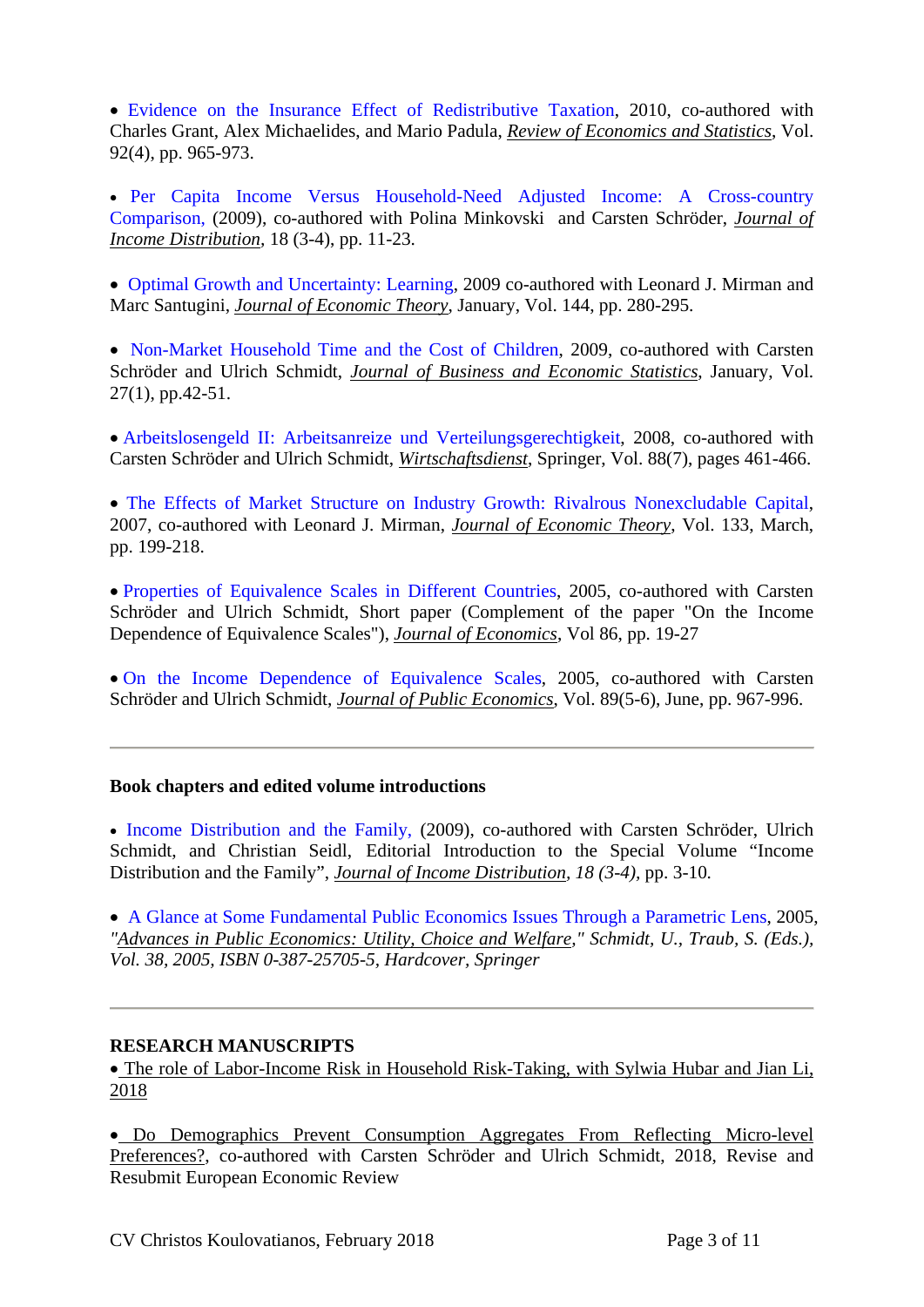- Evidence on the Insurance Effect of Redistributive Taxation, 2010, co-authored with Charles Grant, Alex Michaelides, and Mario Padula, *Review of Economics and Statistics*, Vol. 92(4), pp. 965-973.

- Per Capita Income Versus Household-Need Adjusted Income: A Cross-country Comparison, (2009), co-authored with Polina Minkovski and Carsten Schröder, *Journal of Income Distribution*, 18 (3-4), pp. 11-23.

- Optimal Growth and Uncertainty: Learning, 2009 co-authored with Leonard J. Mirman and Marc Santugini, *Journal of Economic Theory*, January, Vol. 144, pp. 280-295.

- Non-Market Household Time and the Cost of Children, 2009, co-authored with Carsten Schröder and Ulrich Schmidt, *Journal of Business and Economic Statistics*, January, Vol. 27(1), pp.42-51.

- Arbeitslosengeld II: Arbeitsanreize und Verteilungsgerechtigkeit, 2008, co-authored with Carsten Schröder and Ulrich Schmidt, *Wirtschaftsdienst*, Springer, Vol. 88(7), pages 461-466.

- The Effects of Market Structure on Industry Growth: Rivalrous Nonexcludable Capital, 2007, co-authored with Leonard J. Mirman, *Journal of Economic Theory*, Vol. 133, March, pp. 199-218.

- Properties of Equivalence Scales in Different Countries, 2005, co-authored with Carsten Schröder and Ulrich Schmidt, Short paper (Complement of the paper "On the Income Dependence of Equivalence Scales"), *Journal of Economics*, Vol 86, pp. 19-27

- On the Income Dependence of Equivalence Scales, 2005, co-authored with Carsten Schröder and Ulrich Schmidt, *Journal of Public Economics*, Vol. 89(5-6), June, pp. 967-996.

---

**Book chapters and edited volume introductions**

- Income Distribution and the Family, (2009), co-authored with Carsten Schröder, Ulrich Schmidt, and Christian Seidl, Editorial Introduction to the Special Volume "Income Distribution and the Family", *Journal of Income Distribution, 18 (3-4)*, pp. 3-10.

- A Glance at Some Fundamental Public Economics Issues Through a Parametric Lens, 2005, *"Advances in Public Economics: Utility, Choice and Welfare," Schmidt, U., Traub, S. (Eds.), Vol. 38, 2005, ISBN 0-387-25705-5, Hardcover, Springer*

---

**RESEARCH MANUSCRIPTS**

- The role of Labor-Income Risk in Household Risk-Taking, with Sylwia Hubar and Jian Li, 2018

- Do Demographics Prevent Consumption Aggregates From Reflecting Micro-level Preferences?, co-authored with Carsten Schröder and Ulrich Schmidt, 2018, Revise and Resubmit European Economic Review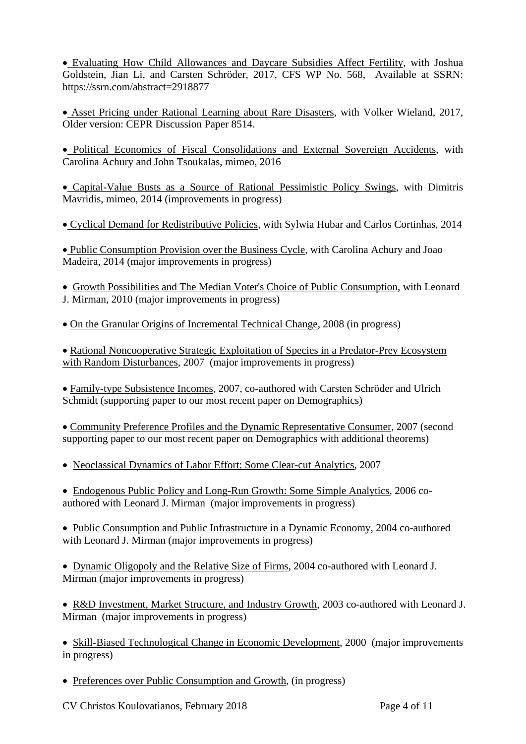- Evaluating How Child Allowances and Daycare Subsidies Affect Fertility, with Joshua Goldstein, Jian Li, and Carsten Schröder, 2017, CFS WP No. 568, Available at SSRN: https://ssrn.com/abstract=2918877

- Asset Pricing under Rational Learning about Rare Disasters, with Volker Wieland, 2017, Older version: CEPR Discussion Paper 8514.

- Political Economics of Fiscal Consolidations and External Sovereign Accidents, with Carolina Achury and John Tsoukalas, mimeo, 2016

- Capital-Value Busts as a Source of Rational Pessimistic Policy Swings, with Dimitris Mavridis, mimeo, 2014 (improvements in progress)

- Cyclical Demand for Redistributive Policies, with Sylwia Hubar and Carlos Cortinhas, 2014

- Public Consumption Provision over the Business Cycle, with Carolina Achury and Joao Madeira, 2014 (major improvements in progress)

- Growth Possibilities and The Median Voter's Choice of Public Consumption, with Leonard J. Mirman, 2010 (major improvements in progress)

- On the Granular Origins of Incremental Technical Change, 2008 (in progress)

- Rational Noncooperative Strategic Exploitation of Species in a Predator-Prey Ecosystem with Random Disturbances, 2007 (major improvements in progress)

- Family-type Subsistence Incomes, 2007, co-authored with Carsten Schröder and Ulrich Schmidt (supporting paper to our most recent paper on Demographics)

- Community Preference Profiles and the Dynamic Representative Consumer, 2007 (second supporting paper to our most recent paper on Demographics with additional theorems)

- Neoclassical Dynamics of Labor Effort: Some Clear-cut Analytics, 2007

- Endogenous Public Policy and Long-Run Growth: Some Simple Analytics, 2006 co-authored with Leonard J. Mirman (major improvements in progress)

- Public Consumption and Public Infrastructure in a Dynamic Economy, 2004 co-authored with Leonard J. Mirman (major improvements in progress)

- Dynamic Oligopoly and the Relative Size of Firms, 2004 co-authored with Leonard J. Mirman (major improvements in progress)

- R&D Investment, Market Structure, and Industry Growth, 2003 co-authored with Leonard J. Mirman (major improvements in progress)

- Skill-Biased Technological Change in Economic Development, 2000 (major improvements in progress)

- Preferences over Public Consumption and Growth, (in progress)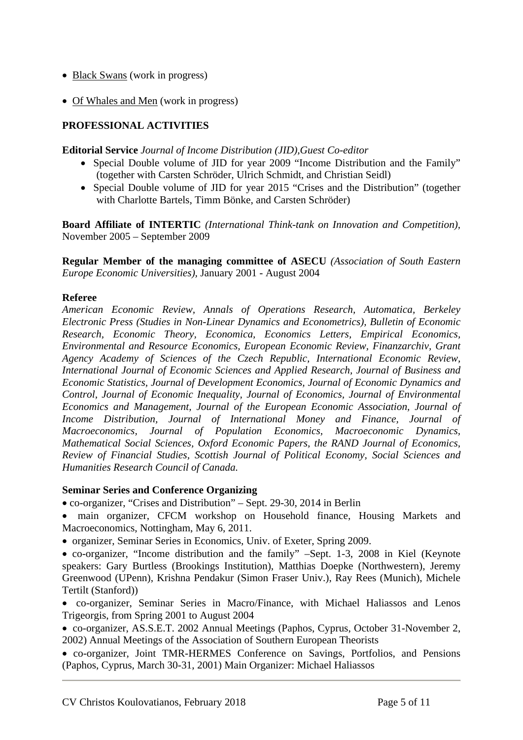- Black Swans (work in progress)

- Of Whales and Men (work in progress)

## PROFESSIONAL ACTIVITIES

**Editorial Service** *Journal of Income Distribution (JID),Guest Co-editor*

- Special Double volume of JID for year 2009 "Income Distribution and the Family" (together with Carsten Schröder, Ulrich Schmidt, and Christian Seidl)
- Special Double volume of JID for year 2015 "Crises and the Distribution" (together with Charlotte Bartels, Timm Bönke, and Carsten Schröder)

**Board Affiliate of INTERTIC** *(International Think-tank on Innovation and Competition),* November 2005 – September 2009

**Regular Member of the managing committee of ASECU** *(Association of South Eastern Europe Economic Universities),* January 2001 - August 2004

**Referee**

*American Economic Review, Annals of Operations Research, Automatica, Berkeley Electronic Press (Studies in Non-Linear Dynamics and Econometrics), Bulletin of Economic Research, Economic Theory, Economica, Economics Letters, Empirical Economics, Environmental and Resource Economics, European Economic Review, Finanzarchiv, Grant Agency Academy of Sciences of the Czech Republic, International Economic Review, International Journal of Economic Sciences and Applied Research, Journal of Business and Economic Statistics, Journal of Development Economics, Journal of Economic Dynamics and Control, Journal of Economic Inequality, Journal of Economics, Journal of Environmental Economics and Management, Journal of the European Economic Association, Journal of Income Distribution, Journal of International Money and Finance, Journal of Macroeconomics, Journal of Population Economics, Macroeconomic Dynamics, Mathematical Social Sciences, Oxford Economic Papers, the RAND Journal of Economics, Review of Financial Studies, Scottish Journal of Political Economy, Social Sciences and Humanities Research Council of Canada.*

**Seminar Series and Conference Organizing**

- co-organizer, "Crises and Distribution" – Sept. 29-30, 2014 in Berlin
- main organizer, CFCM workshop on Household finance, Housing Markets and Macroeconomics, Nottingham, May 6, 2011.
- organizer, Seminar Series in Economics, Univ. of Exeter, Spring 2009.
- co-organizer, "Income distribution and the family" –Sept. 1-3, 2008 in Kiel (Keynote speakers: Gary Burtless (Brookings Institution), Matthias Doepke (Northwestern), Jeremy Greenwood (UPenn), Krishna Pendakur (Simon Fraser Univ.), Ray Rees (Munich), Michele Tertilt (Stanford))
- co-organizer, Seminar Series in Macro/Finance, with Michael Haliassos and Lenos Trigeorgis, from Spring 2001 to August 2004
- co-organizer, AS.S.E.T. 2002 Annual Meetings (Paphos, Cyprus, October 31-November 2, 2002) Annual Meetings of the Association of Southern European Theorists
- co-organizer, Joint TMR-HERMES Conference on Savings, Portfolios, and Pensions (Paphos, Cyprus, March 30-31, 2001) Main Organizer: Michael Haliassos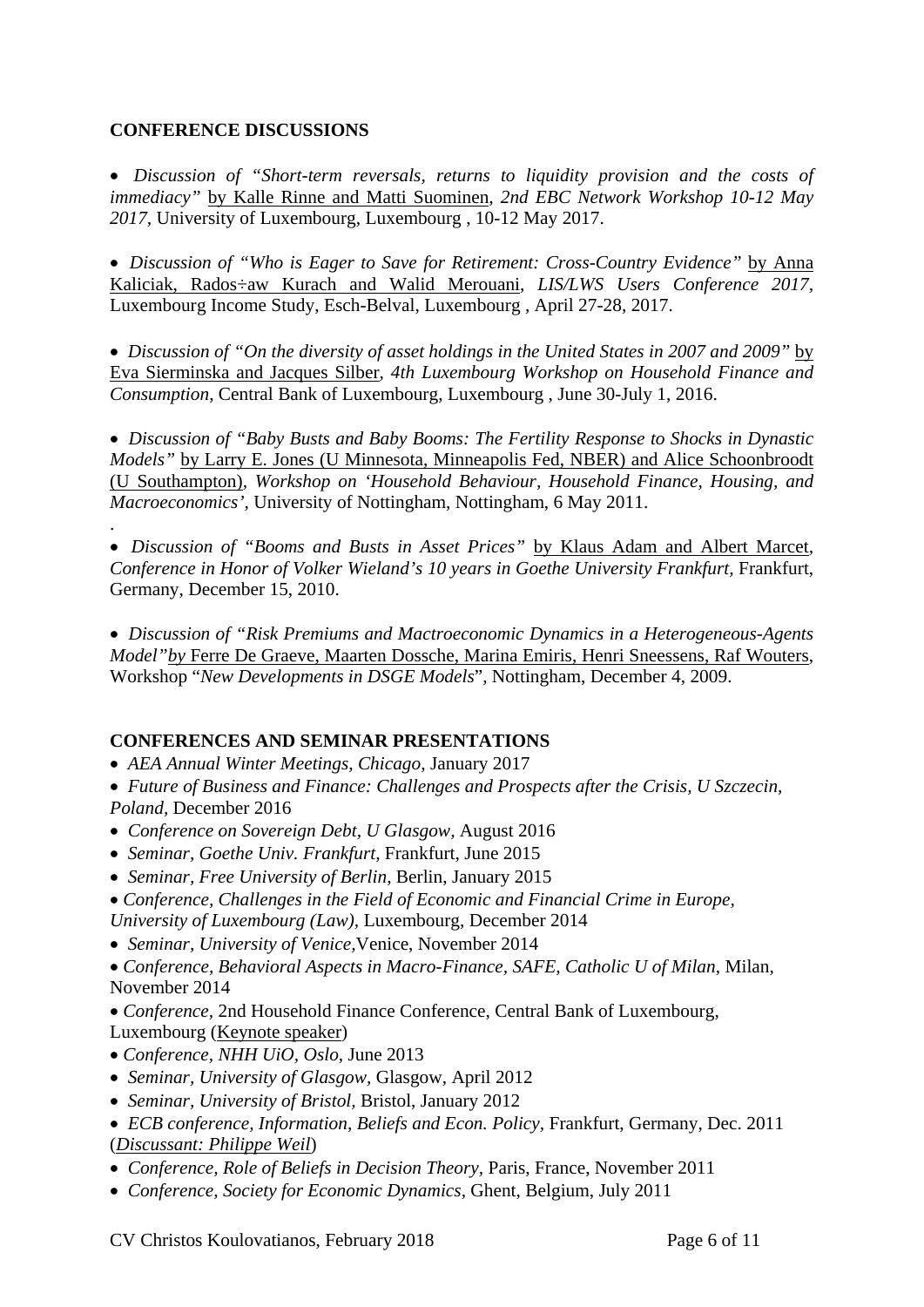**CONFERENCE DISCUSSIONS**

- *Discussion of "Short-term reversals, returns to liquidity provision and the costs of immediacy"* by Kalle Rinne and Matti Suominen, *2nd EBC Network Workshop 10-12 May 2017*, University of Luxembourg, Luxembourg , 10-12 May 2017.

- *Discussion of "Who is Eager to Save for Retirement: Cross-Country Evidence"* by Anna Kaliciak, Rados÷aw Kurach and Walid Merouani, *LIS/LWS Users Conference 2017*, Luxembourg Income Study, Esch-Belval, Luxembourg , April 27-28, 2017.

- *Discussion of "On the diversity of asset holdings in the United States in 2007 and 2009"* by Eva Sierminska and Jacques Silber, *4th Luxembourg Workshop on Household Finance and Consumption*, Central Bank of Luxembourg, Luxembourg , June 30-July 1, 2016.

- *Discussion of "Baby Busts and Baby Booms: The Fertility Response to Shocks in Dynastic Models"* by Larry E. Jones (U Minnesota, Minneapolis Fed, NBER) and Alice Schoonbroodt (U Southampton), *Workshop on 'Household Behaviour, Household Finance, Housing, and Macroeconomics',* University of Nottingham, Nottingham, 6 May 2011.

.

- *Discussion of "Booms and Busts in Asset Prices"* by Klaus Adam and Albert Marcet, *Conference in Honor of Volker Wieland's 10 years in Goethe University Frankfurt*, Frankfurt, Germany, December 15, 2010.

- *Discussion of "Risk Premiums and Macroeconomic Dynamics in a Heterogeneous-Agents Model" by* Ferre De Graeve, Maarten Dossche, Marina Emiris, Henri Sneessens, Raf Wouters, Workshop "*New Developments in DSGE Models*", Nottingham, December 4, 2009.

**CONFERENCES AND SEMINAR PRESENTATIONS**

- *AEA Annual Winter Meetings, Chicago,* January 2017
- *Future of Business and Finance: Challenges and Prospects after the Crisis, U Szczecin, Poland,* December 2016
- *Conference on Sovereign Debt, U Glasgow,* August 2016
- *Seminar, Goethe Univ. Frankfurt,* Frankfurt, June 2015
- *Seminar, Free University of Berlin,* Berlin, January 2015
- *Conference, Challenges in the Field of Economic and Financial Crime in Europe, University of Luxembourg (Law),* Luxembourg, December 2014
- *Seminar, University of Venice,*Venice, November 2014
- *Conference, Behavioral Aspects in Macro-Finance, SAFE, Catholic U of Milan*, Milan, November 2014
- *Conference,* 2nd Household Finance Conference, Central Bank of Luxembourg, Luxembourg (Keynote speaker)
- *Conference, NHH UiO, Oslo*, June 2013
- *Seminar, University of Glasgow,* Glasgow, April 2012
- *Seminar, University of Bristol,* Bristol, January 2012
- *ECB conference, Information, Beliefs and Econ. Policy,* Frankfurt, Germany, Dec. 2011 (*Discussant: Philippe Weil*)
- *Conference, Role of Beliefs in Decision Theory,* Paris, France, November 2011
- *Conference, Society for Economic Dynamics,* Ghent, Belgium, July 2011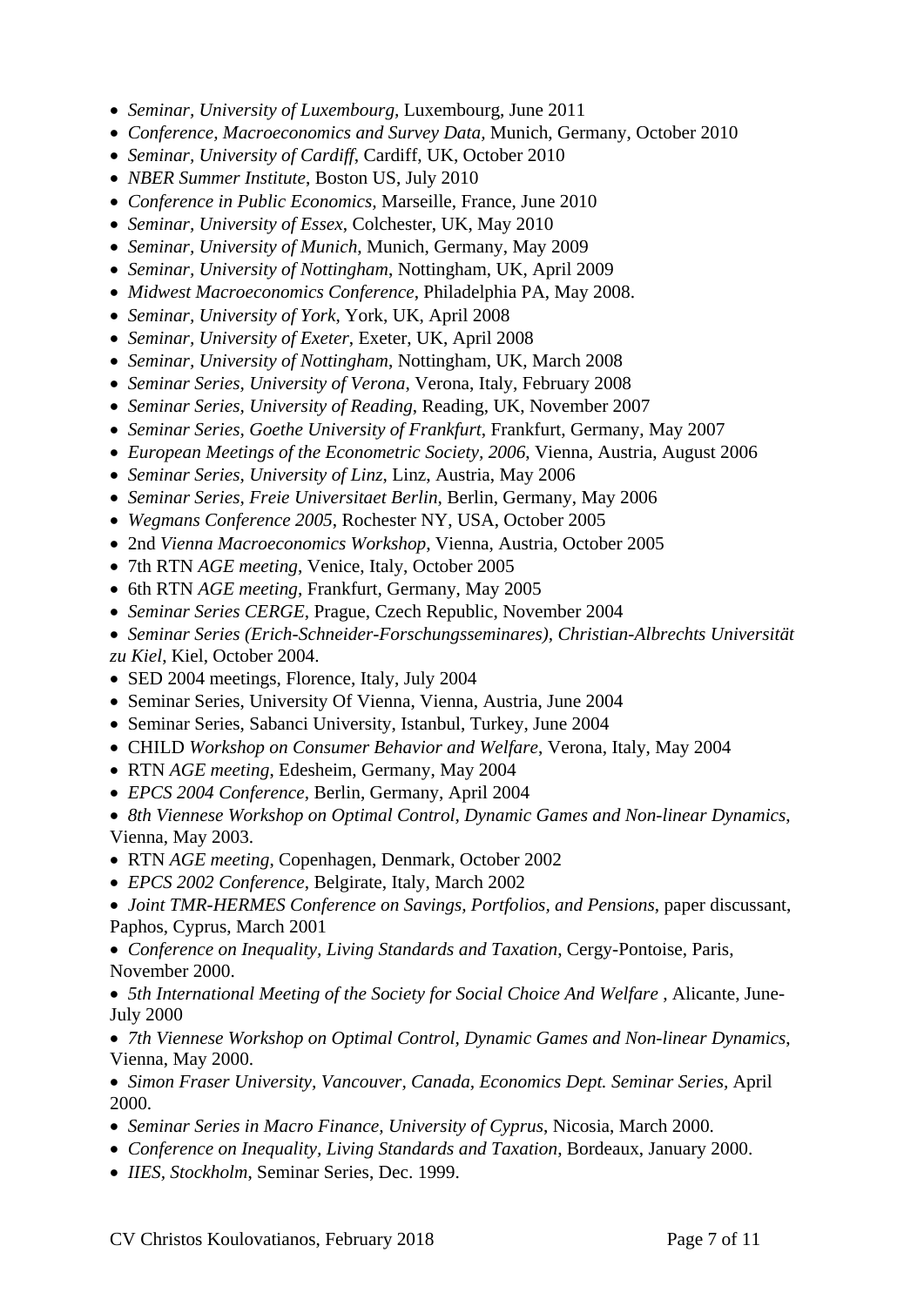- *Seminar, University of Luxembourg,* Luxembourg, June 2011
- *Conference, Macroeconomics and Survey Data,* Munich, Germany, October 2010
- *Seminar, University of Cardiff,* Cardiff, UK, October 2010
- *NBER Summer Institute*, Boston US, July 2010
- *Conference in Public Economics,* Marseille, France, June 2010
- *Seminar, University of Essex*, Colchester, UK, May 2010
- *Seminar, University of Munich,* Munich, Germany, May 2009
- *Seminar, University of Nottingham*, Nottingham, UK, April 2009
- *Midwest Macroeconomics Conference*, Philadelphia PA, May 2008.
- *Seminar, University of York*, York, UK, April 2008
- *Seminar, University of Exeter*, Exeter, UK, April 2008
- *Seminar, University of Nottingham,* Nottingham, UK, March 2008
- *Seminar Series, University of Verona*, Verona, Italy, February 2008
- *Seminar Series, University of Reading*, Reading, UK, November 2007
- *Seminar Series, Goethe University of Frankfurt*, Frankfurt, Germany, May 2007
- *European Meetings of the Econometric Society, 2006*, Vienna, Austria, August 2006
- *Seminar Series, University of Linz*, Linz, Austria, May 2006
- *Seminar Series, Freie Universitaet Berlin*, Berlin, Germany, May 2006
- *Wegmans Conference 2005*, Rochester NY, USA, October 2005
- 2nd *Vienna Macroeconomics Workshop*, Vienna, Austria, October 2005
- 7th RTN *AGE meeting*, Venice, Italy, October 2005
- 6th RTN *AGE meeting*, Frankfurt, Germany, May 2005
- *Seminar Series CERGE*, Prague, Czech Republic, November 2004
- *Seminar Series (Erich-Schneider-Forschungsseminares), Christian-Albrechts Universität zu Kiel*, Kiel, October 2004.
- SED 2004 meetings, Florence, Italy, July 2004
- Seminar Series, University Of Vienna, Vienna, Austria, June 2004
- Seminar Series, Sabanci University, Istanbul, Turkey, June 2004
- CHILD *Workshop on Consumer Behavior and Welfare*, Verona, Italy, May 2004
- RTN *AGE meeting*, Edesheim, Germany, May 2004
- *EPCS 2004 Conference*, Berlin, Germany, April 2004
- *8th Viennese Workshop on Optimal Control, Dynamic Games and Non-linear Dynamics*, Vienna, May 2003.
- RTN *AGE meeting*, Copenhagen, Denmark, October 2002
- *EPCS 2002 Conference*, Belgirate, Italy, March 2002
- *Joint TMR-HERMES Conference on Savings, Portfolios, and Pensions*, paper discussant, Paphos, Cyprus, March 2001
- *Conference on Inequality, Living Standards and Taxation*, Cergy-Pontoise, Paris, November 2000.
- *5th International Meeting of the Society for Social Choice And Welfare* , Alicante, June-July 2000
- *7th Viennese Workshop on Optimal Control, Dynamic Games and Non-linear Dynamics*, Vienna, May 2000.
- *Simon Fraser University, Vancouver, Canada, Economics Dept. Seminar Series,* April 2000.
- *Seminar Series in Macro Finance, University of Cyprus*, Nicosia, March 2000.
- *Conference on Inequality, Living Standards and Taxation*, Bordeaux, January 2000.
- *IIES, Stockholm*, Seminar Series, Dec. 1999.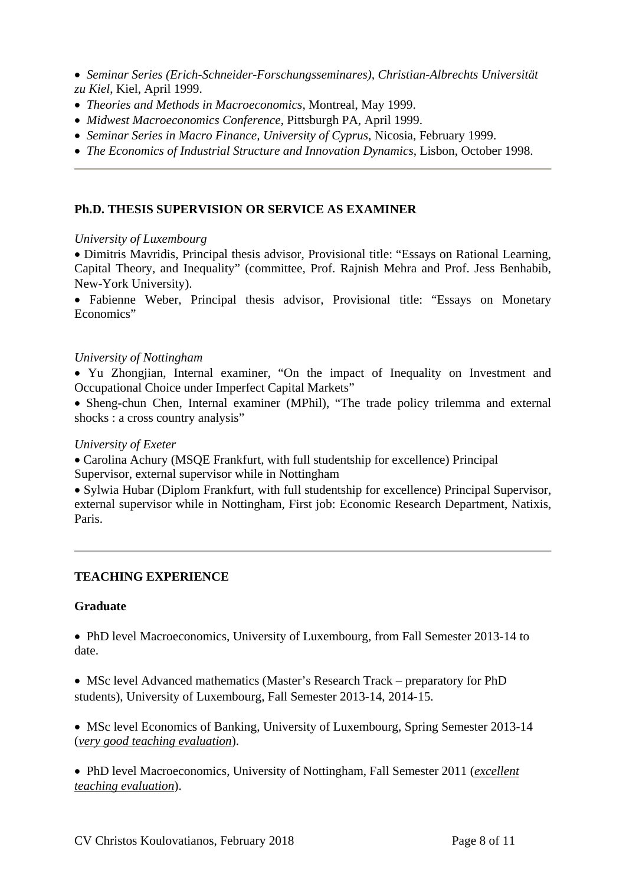- *Seminar Series (Erich-Schneider-Forschungsseminares), Christian-Albrechts Universität zu Kiel*, Kiel, April 1999.
- *Theories and Methods in Macroeconomics*, Montreal, May 1999.
- *Midwest Macroeconomics Conference*, Pittsburgh PA, April 1999.
- *Seminar Series in Macro Finance, University of Cyprus*, Nicosia, February 1999.
- *The Economics of Industrial Structure and Innovation Dynamics*, Lisbon, October 1998.

---

## Ph.D. THESIS SUPERVISION OR SERVICE AS EXAMINER

*University of Luxembourg*

- Dimitris Mavridis, Principal thesis advisor, Provisional title: "Essays on Rational Learning, Capital Theory, and Inequality" (committee, Prof. Rajnish Mehra and Prof. Jess Benhabib, New-York University).
- Fabienne Weber, Principal thesis advisor, Provisional title: "Essays on Monetary Economics"

*University of Nottingham*

- Yu Zhongjian, Internal examiner, "On the impact of Inequality on Investment and Occupational Choice under Imperfect Capital Markets"
- Sheng-chun Chen, Internal examiner (MPhil), "The trade policy trilemma and external shocks : a cross country analysis"

*University of Exeter*

- Carolina Achury (MSQE Frankfurt, with full studentship for excellence) Principal Supervisor, external supervisor while in Nottingham
- Sylwia Hubar (Diplom Frankfurt, with full studentship for excellence) Principal Supervisor, external supervisor while in Nottingham, First job: Economic Research Department, Natixis, Paris.

---

## TEACHING EXPERIENCE

**Graduate**

- PhD level Macroeconomics, University of Luxembourg, from Fall Semester 2013-14 to date.

- MSc level Advanced mathematics (Master's Research Track – preparatory for PhD students), University of Luxembourg, Fall Semester 2013-14, 2014-15.

- MSc level Economics of Banking, University of Luxembourg, Spring Semester 2013-14 (*very good teaching evaluation*).

- PhD level Macroeconomics, University of Nottingham, Fall Semester 2011 (*excellent teaching evaluation*).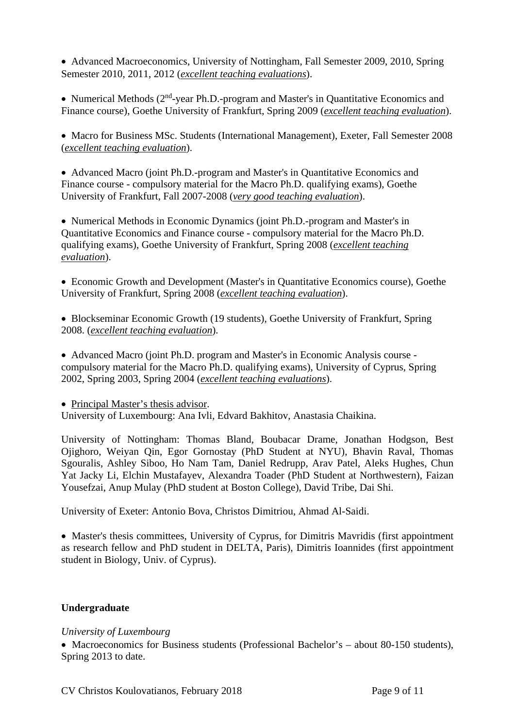- Advanced Macroeconomics, University of Nottingham, Fall Semester 2009, 2010, Spring Semester 2010, 2011, 2012 (*excellent teaching evaluations*).

- Numerical Methods (2nd-year Ph.D.-program and Master's in Quantitative Economics and Finance course), Goethe University of Frankfurt, Spring 2009 (*excellent teaching evaluation*).

- Macro for Business MSc. Students (International Management), Exeter, Fall Semester 2008 (*excellent teaching evaluation*).

- Advanced Macro (joint Ph.D.-program and Master's in Quantitative Economics and Finance course - compulsory material for the Macro Ph.D. qualifying exams), Goethe University of Frankfurt, Fall 2007-2008 (*very good teaching evaluation*).

- Numerical Methods in Economic Dynamics (joint Ph.D.-program and Master's in Quantitative Economics and Finance course - compulsory material for the Macro Ph.D. qualifying exams), Goethe University of Frankfurt, Spring 2008 (*excellent teaching evaluation*).

- Economic Growth and Development (Master's in Quantitative Economics course), Goethe University of Frankfurt, Spring 2008 (*excellent teaching evaluation*).

- Blockseminar Economic Growth (19 students), Goethe University of Frankfurt, Spring 2008. (*excellent teaching evaluation*).

- Advanced Macro (joint Ph.D. program and Master's in Economic Analysis course - compulsory material for the Macro Ph.D. qualifying exams), University of Cyprus, Spring 2002, Spring 2003, Spring 2004 (*excellent teaching evaluations*).

- Principal Master's thesis advisor.

University of Luxembourg: Ana Ivli, Edvard Bakhitov, Anastasia Chaikina.

University of Nottingham: Thomas Bland, Boubacar Drame, Jonathan Hodgson, Best Ojighoro, Weiyan Qin, Egor Gornostay (PhD Student at NYU), Bhavin Raval, Thomas Sgouralis, Ashley Siboo, Ho Nam Tam, Daniel Redrupp, Arav Patel, Aleks Hughes, Chun Yat Jacky Li, Elchin Mustafayev, Alexandra Toader (PhD Student at Northwestern), Faizan Yousefzai, Anup Mulay (PhD student at Boston College), David Tribe, Dai Shi.

University of Exeter: Antonio Bova, Christos Dimitriou, Ahmad Al-Saidi.

- Master's thesis committees, University of Cyprus, for Dimitris Mavridis (first appointment as research fellow and PhD student in DELTA, Paris), Dimitris Ioannides (first appointment student in Biology, Univ. of Cyprus).

**Undergraduate**

*University of Luxembourg*

- Macroeconomics for Business students (Professional Bachelor's – about 80-150 students), Spring 2013 to date.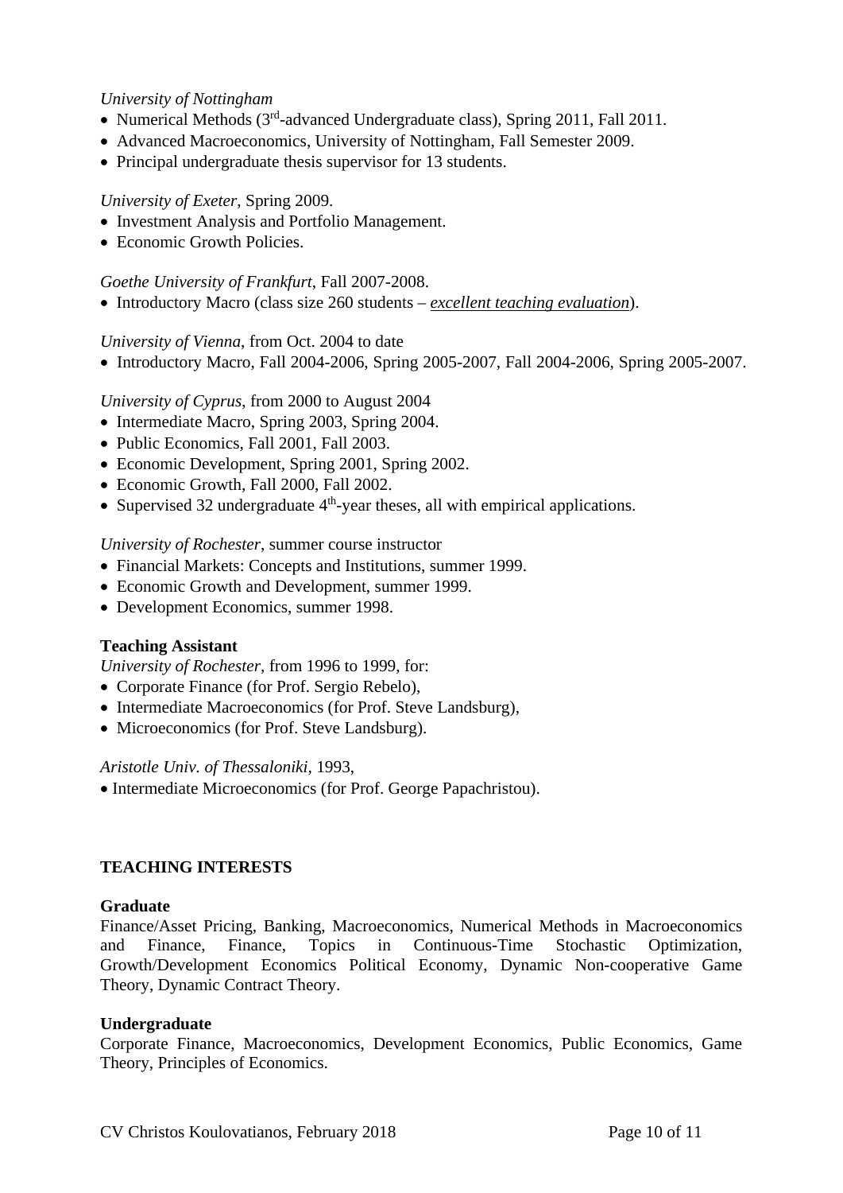*University of Nottingham*

- Numerical Methods (3rd-advanced Undergraduate class), Spring 2011, Fall 2011.
- Advanced Macroeconomics, University of Nottingham, Fall Semester 2009.
- Principal undergraduate thesis supervisor for 13 students.

*University of Exeter*, Spring 2009.

- Investment Analysis and Portfolio Management.
- Economic Growth Policies.

*Goethe University of Frankfurt*, Fall 2007-2008.

- Introductory Macro (class size 260 students – *excellent teaching evaluation*).

*University of Vienna*, from Oct. 2004 to date

- Introductory Macro, Fall 2004-2006, Spring 2005-2007, Fall 2004-2006, Spring 2005-2007.

*University of Cyprus*, from 2000 to August 2004

- Intermediate Macro, Spring 2003, Spring 2004.
- Public Economics, Fall 2001, Fall 2003.
- Economic Development, Spring 2001, Spring 2002.
- Economic Growth, Fall 2000, Fall 2002.
- Supervised 32 undergraduate 4th-year theses, all with empirical applications.

*University of Rochester*, summer course instructor

- Financial Markets: Concepts and Institutions, summer 1999.
- Economic Growth and Development, summer 1999.
- Development Economics, summer 1998.

**Teaching Assistant**

*University of Rochester*, from 1996 to 1999, for:

- Corporate Finance (for Prof. Sergio Rebelo),
- Intermediate Macroeconomics (for Prof. Steve Landsburg),
- Microeconomics (for Prof. Steve Landsburg).

*Aristotle Univ. of Thessaloniki*, 1993,

- Intermediate Microeconomics (for Prof. George Papachristou).

## TEACHING INTERESTS

**Graduate**

Finance/Asset Pricing, Banking, Macroeconomics, Numerical Methods in Macroeconomics and Finance, Finance, Topics in Continuous-Time Stochastic Optimization, Growth/Development Economics Political Economy, Dynamic Non-cooperative Game Theory, Dynamic Contract Theory.

**Undergraduate**

Corporate Finance, Macroeconomics, Development Economics, Public Economics, Game Theory, Principles of Economics.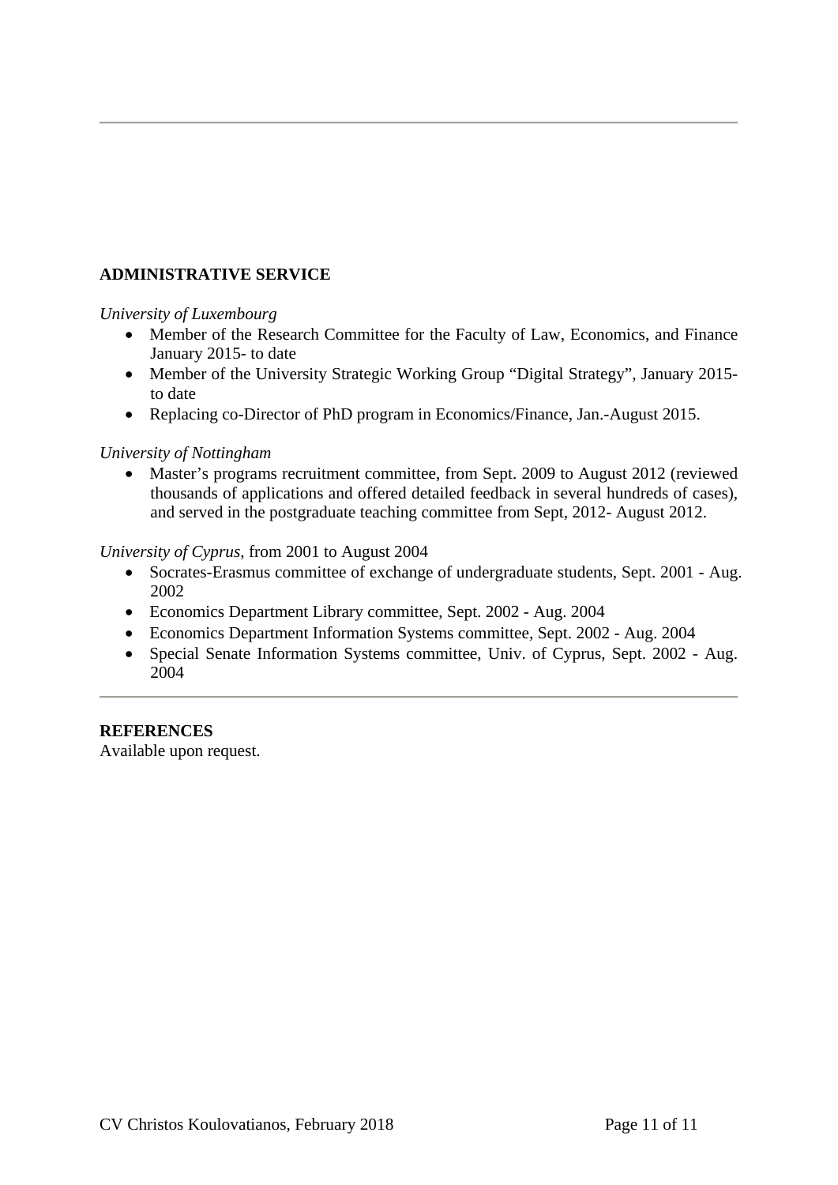## ADMINISTRATIVE SERVICE

*University of Luxembourg*

- Member of the Research Committee for the Faculty of Law, Economics, and Finance January 2015- to date
- Member of the University Strategic Working Group "Digital Strategy", January 2015- to date
- Replacing co-Director of PhD program in Economics/Finance, Jan.-August 2015.

*University of Nottingham*

- Master's programs recruitment committee, from Sept. 2009 to August 2012 (reviewed thousands of applications and offered detailed feedback in several hundreds of cases), and served in the postgraduate teaching committee from Sept, 2012- August 2012.

*University of Cyprus*, from 2001 to August 2004

- Socrates-Erasmus committee of exchange of undergraduate students, Sept. 2001 - Aug. 2002
- Economics Department Library committee, Sept. 2002 - Aug. 2004
- Economics Department Information Systems committee, Sept. 2002 - Aug. 2004
- Special Senate Information Systems committee, Univ. of Cyprus, Sept. 2002 - Aug. 2004

## REFERENCES

Available upon request.